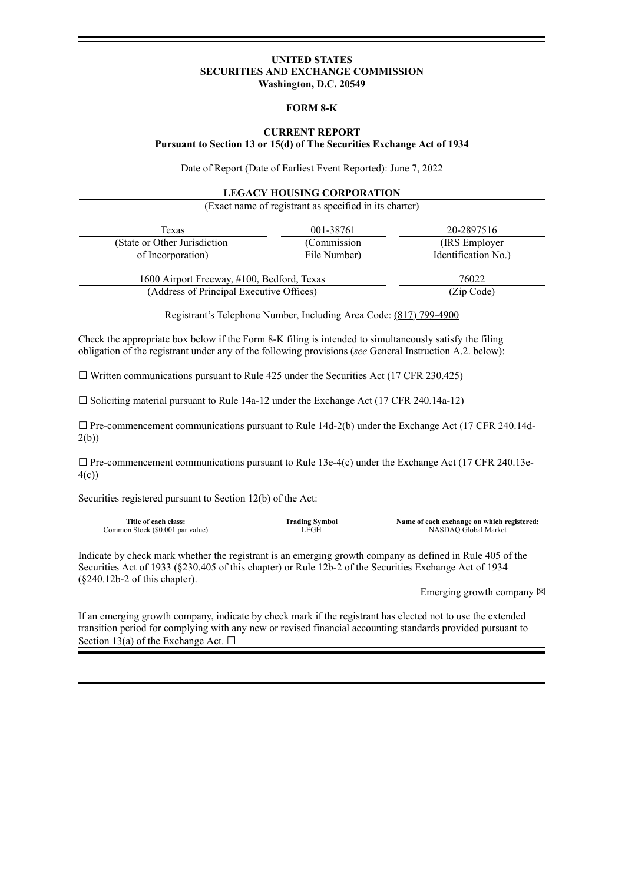**UNITED STATES**
**SECURITIES AND EXCHANGE COMMISSION**
**Washington, D.C. 20549**

**FORM 8-K**

**CURRENT REPORT**
**Pursuant to Section 13 or 15(d) of The Securities Exchange Act of 1934**

Date of Report (Date of Earliest Event Reported): June 7, 2022

**LEGACY HOUSING CORPORATION**
(Exact name of registrant as specified in its charter)

| Texas | 001-38761 | 20-2897516 |
|---|---|---|
| (State or Other Jurisdiction of Incorporation) | (Commission File Number) | (IRS Employer Identification No.) |

| 1600 Airport Freeway, #100, Bedford, Texas | 76022 |
|---|---|
| (Address of Principal Executive Offices) | (Zip Code) |

Registrant's Telephone Number, Including Area Code: (817) 799-4900

Check the appropriate box below if the Form 8-K filing is intended to simultaneously satisfy the filing obligation of the registrant under any of the following provisions (*see* General Instruction A.2. below):

☐ Written communications pursuant to Rule 425 under the Securities Act (17 CFR 230.425)

☐ Soliciting material pursuant to Rule 14a-12 under the Exchange Act (17 CFR 240.14a-12)

☐ Pre-commencement communications pursuant to Rule 14d-2(b) under the Exchange Act (17 CFR 240.14d-2(b))

☐ Pre-commencement communications pursuant to Rule 13e-4(c) under the Exchange Act (17 CFR 240.13e-4(c))

Securities registered pursuant to Section 12(b) of the Act:

| Title of each class: | Trading Symbol | Name of each exchange on which registered: |
|---|---|---|
| Common Stock ($0.001 par value) | LEGH | NASDAQ Global Market |

Indicate by check mark whether the registrant is an emerging growth company as defined in Rule 405 of the Securities Act of 1933 (§230.405 of this chapter) or Rule 12b-2 of the Securities Exchange Act of 1934 (§240.12b-2 of this chapter).

Emerging growth company ☒

If an emerging growth company, indicate by check mark if the registrant has elected not to use the extended transition period for complying with any new or revised financial accounting standards provided pursuant to Section 13(a) of the Exchange Act. ☐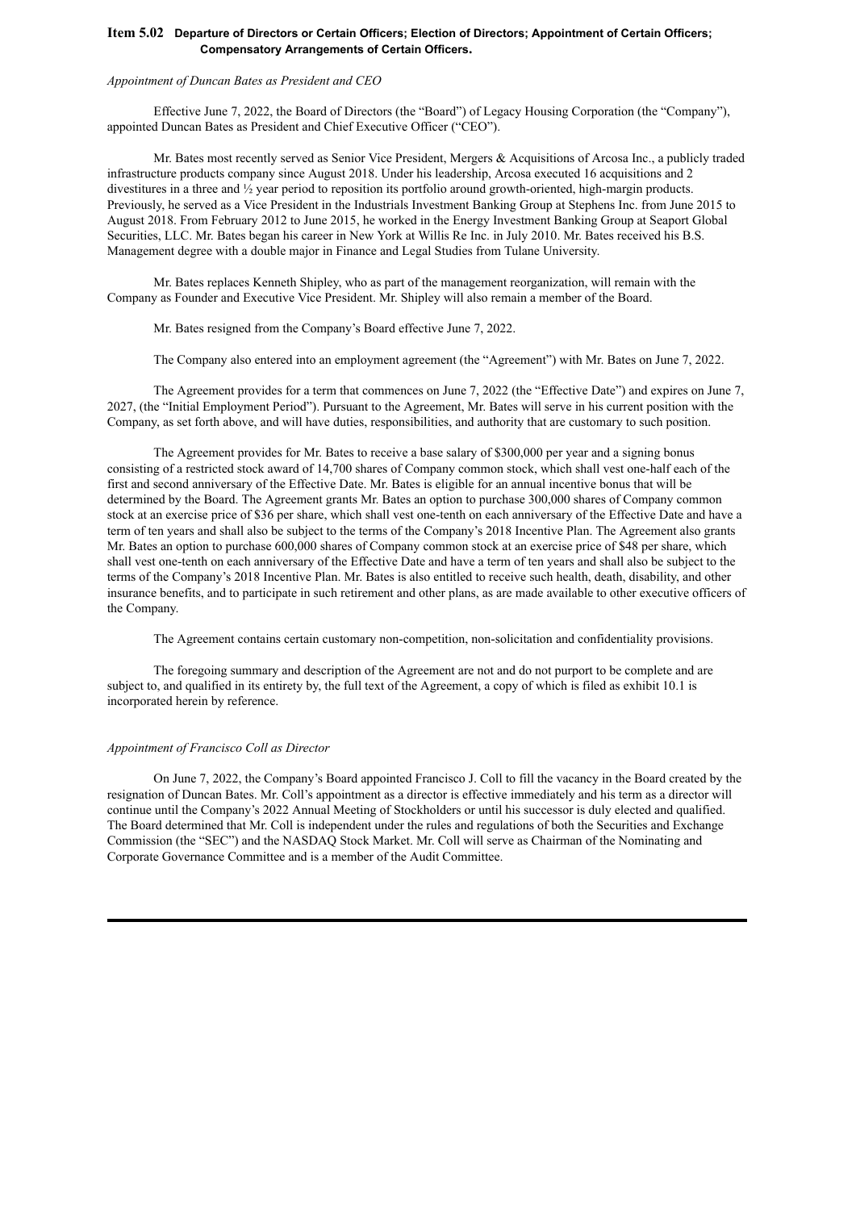## Item 5.02 Departure of Directors or Certain Officers; Election of Directors; Appointment of Certain Officers; Compensatory Arrangements of Certain Officers.

*Appointment of Duncan Bates as President and CEO*

Effective June 7, 2022, the Board of Directors (the "Board") of Legacy Housing Corporation (the "Company"), appointed Duncan Bates as President and Chief Executive Officer ("CEO").

Mr. Bates most recently served as Senior Vice President, Mergers & Acquisitions of Arcosa Inc., a publicly traded infrastructure products company since August 2018. Under his leadership, Arcosa executed 16 acquisitions and 2 divestitures in a three and ½ year period to reposition its portfolio around growth-oriented, high-margin products. Previously, he served as a Vice President in the Industrials Investment Banking Group at Stephens Inc. from June 2015 to August 2018. From February 2012 to June 2015, he worked in the Energy Investment Banking Group at Seaport Global Securities, LLC. Mr. Bates began his career in New York at Willis Re Inc. in July 2010. Mr. Bates received his B.S. Management degree with a double major in Finance and Legal Studies from Tulane University.

Mr. Bates replaces Kenneth Shipley, who as part of the management reorganization, will remain with the Company as Founder and Executive Vice President. Mr. Shipley will also remain a member of the Board.

Mr. Bates resigned from the Company's Board effective June 7, 2022.

The Company also entered into an employment agreement (the "Agreement") with Mr. Bates on June 7, 2022.

The Agreement provides for a term that commences on June 7, 2022 (the "Effective Date") and expires on June 7, 2027, (the "Initial Employment Period"). Pursuant to the Agreement, Mr. Bates will serve in his current position with the Company, as set forth above, and will have duties, responsibilities, and authority that are customary to such position.

The Agreement provides for Mr. Bates to receive a base salary of $300,000 per year and a signing bonus consisting of a restricted stock award of 14,700 shares of Company common stock, which shall vest one-half each of the first and second anniversary of the Effective Date. Mr. Bates is eligible for an annual incentive bonus that will be determined by the Board. The Agreement grants Mr. Bates an option to purchase 300,000 shares of Company common stock at an exercise price of $36 per share, which shall vest one-tenth on each anniversary of the Effective Date and have a term of ten years and shall also be subject to the terms of the Company's 2018 Incentive Plan. The Agreement also grants Mr. Bates an option to purchase 600,000 shares of Company common stock at an exercise price of $48 per share, which shall vest one-tenth on each anniversary of the Effective Date and have a term of ten years and shall also be subject to the terms of the Company's 2018 Incentive Plan. Mr. Bates is also entitled to receive such health, death, disability, and other insurance benefits, and to participate in such retirement and other plans, as are made available to other executive officers of the Company.

The Agreement contains certain customary non-competition, non-solicitation and confidentiality provisions.

The foregoing summary and description of the Agreement are not and do not purport to be complete and are subject to, and qualified in its entirety by, the full text of the Agreement, a copy of which is filed as exhibit 10.1 is incorporated herein by reference.

*Appointment of Francisco Coll as Director*

On June 7, 2022, the Company's Board appointed Francisco J. Coll to fill the vacancy in the Board created by the resignation of Duncan Bates. Mr. Coll's appointment as a director is effective immediately and his term as a director will continue until the Company's 2022 Annual Meeting of Stockholders or until his successor is duly elected and qualified. The Board determined that Mr. Coll is independent under the rules and regulations of both the Securities and Exchange Commission (the "SEC") and the NASDAQ Stock Market. Mr. Coll will serve as Chairman of the Nominating and Corporate Governance Committee and is a member of the Audit Committee.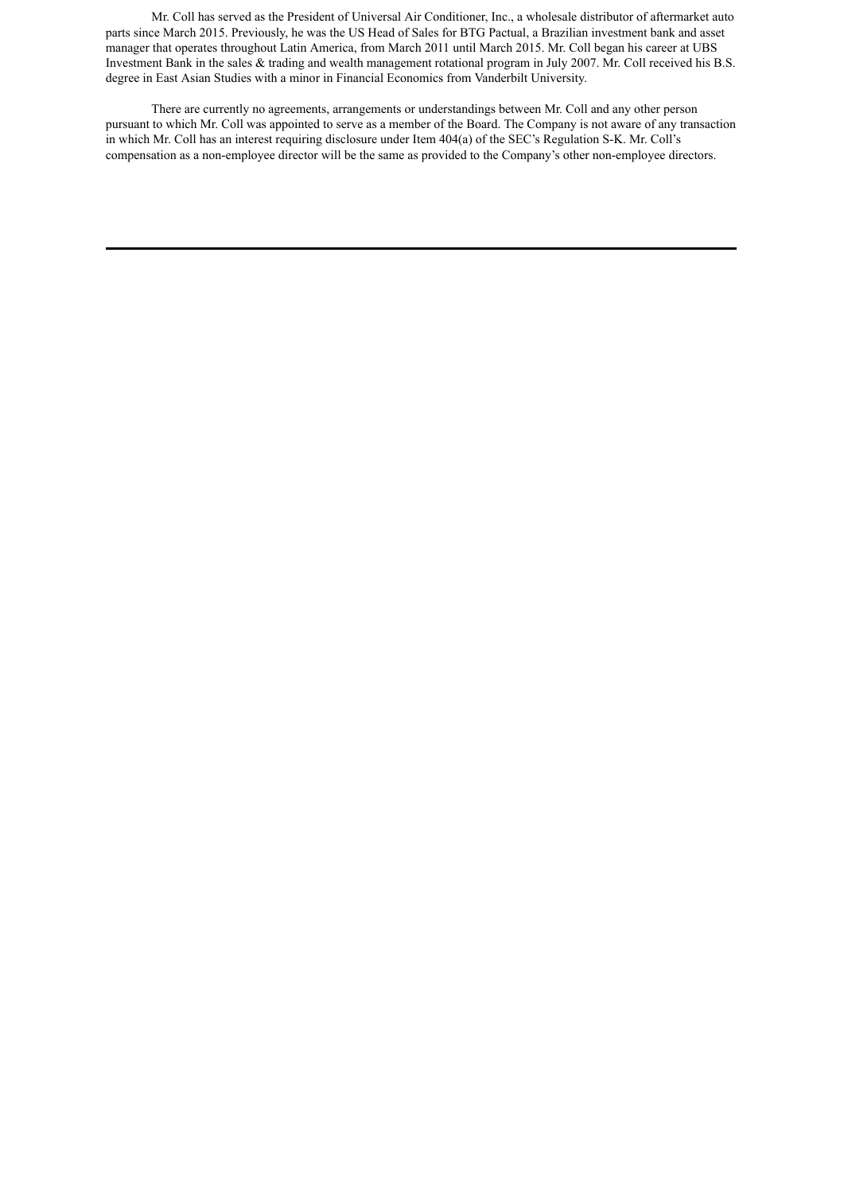Mr. Coll has served as the President of Universal Air Conditioner, Inc., a wholesale distributor of aftermarket auto parts since March 2015. Previously, he was the US Head of Sales for BTG Pactual, a Brazilian investment bank and asset manager that operates throughout Latin America, from March 2011 until March 2015. Mr. Coll began his career at UBS Investment Bank in the sales & trading and wealth management rotational program in July 2007. Mr. Coll received his B.S. degree in East Asian Studies with a minor in Financial Economics from Vanderbilt University.

There are currently no agreements, arrangements or understandings between Mr. Coll and any other person pursuant to which Mr. Coll was appointed to serve as a member of the Board. The Company is not aware of any transaction in which Mr. Coll has an interest requiring disclosure under Item 404(a) of the SEC's Regulation S-K. Mr. Coll's compensation as a non-employee director will be the same as provided to the Company's other non-employee directors.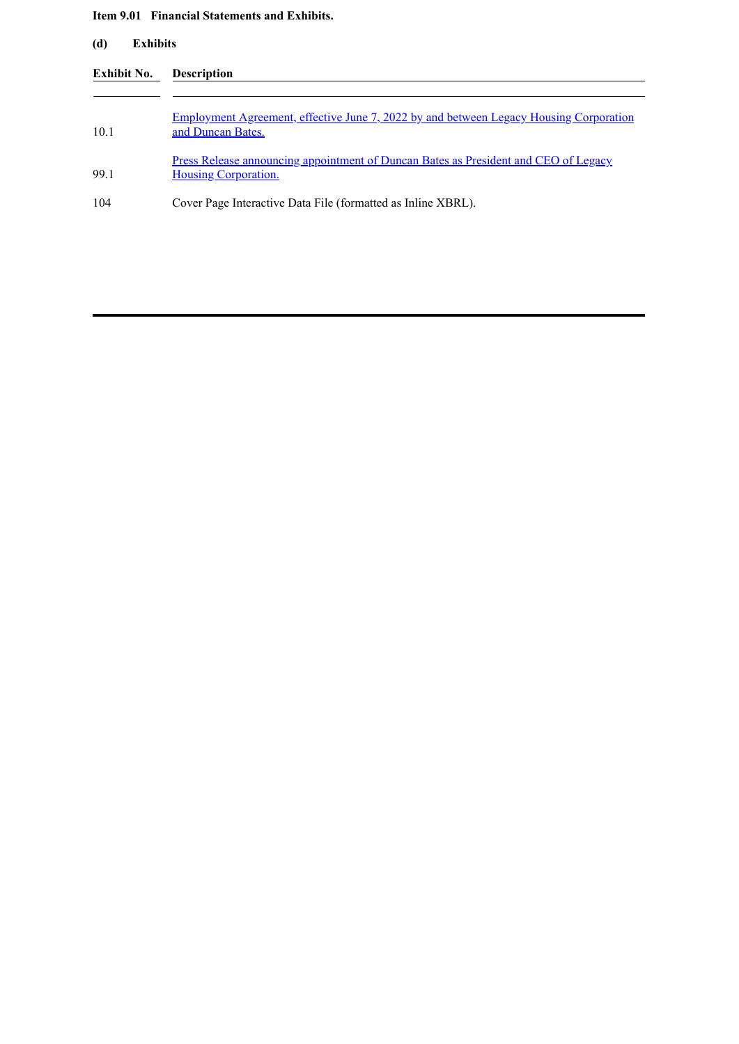**Item 9.01 Financial Statements and Exhibits.**

**(d) Exhibits**

| Exhibit No. | Description |
|---|---|
| 10.1 | Employment Agreement, effective June 7, 2022 by and between Legacy Housing Corporation and Duncan Bates. |
| 99.1 | Press Release announcing appointment of Duncan Bates as President and CEO of Legacy Housing Corporation. |
| 104 | Cover Page Interactive Data File (formatted as Inline XBRL). |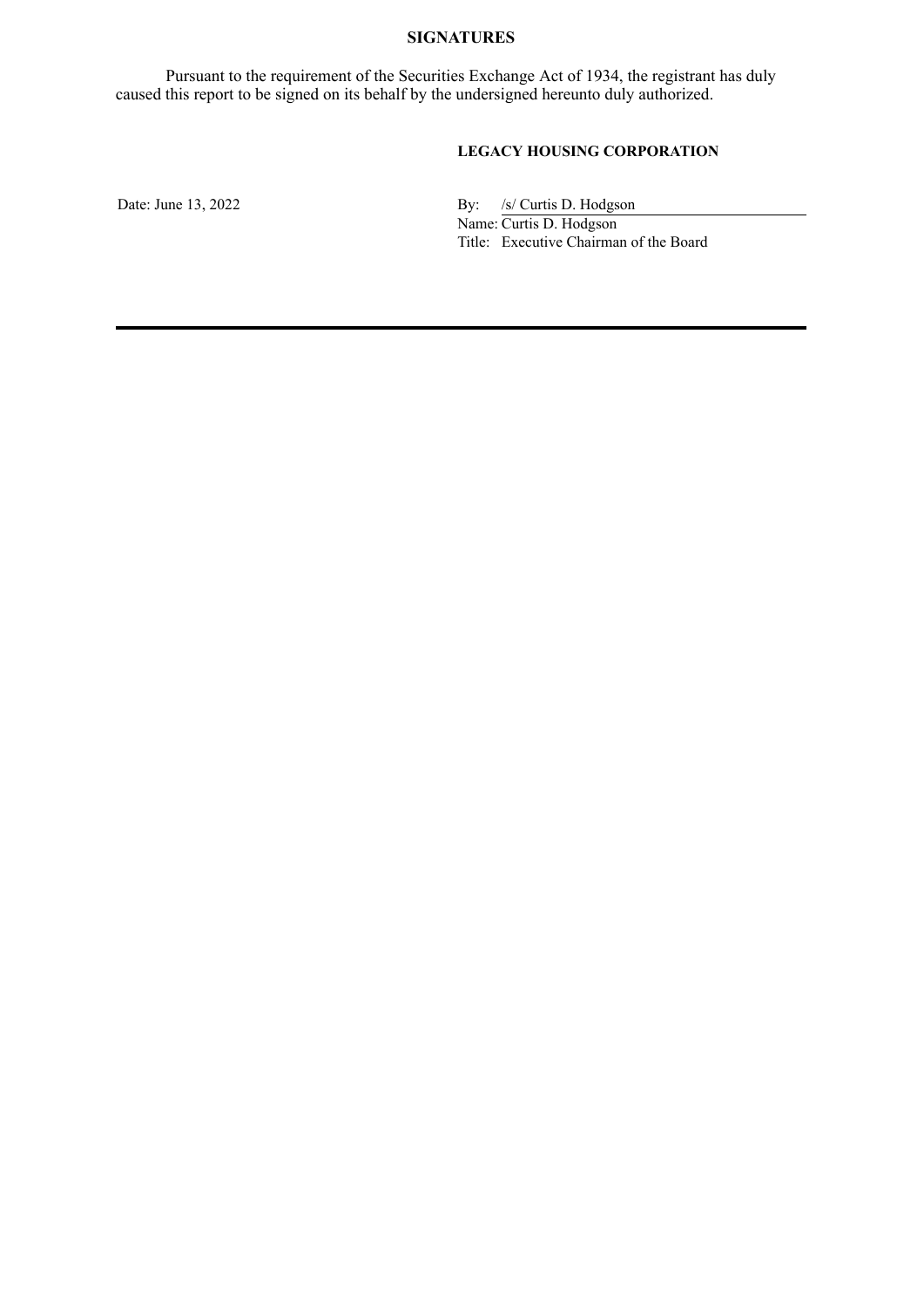## SIGNATURES

Pursuant to the requirement of the Securities Exchange Act of 1934, the registrant has duly caused this report to be signed on its behalf by the undersigned hereunto duly authorized.

**LEGACY HOUSING CORPORATION**

Date: June 13, 2022

By: /s/ Curtis D. Hodgson
Name: Curtis D. Hodgson
Title: Executive Chairman of the Board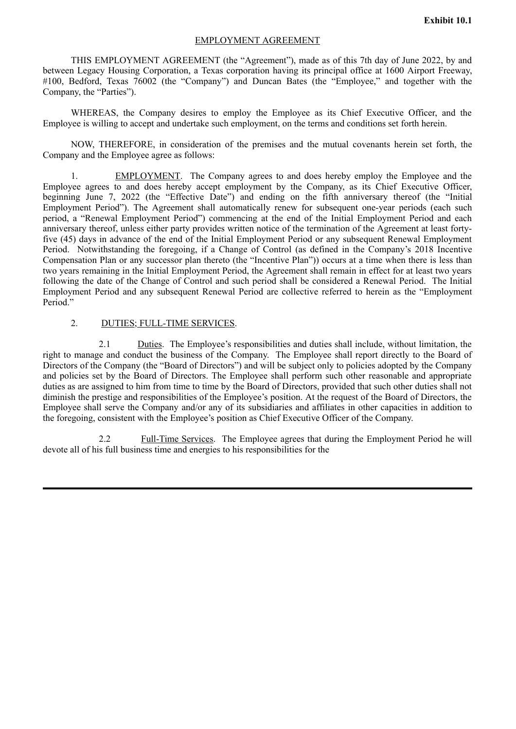**Exhibit 10.1**

EMPLOYMENT AGREEMENT

THIS EMPLOYMENT AGREEMENT (the "Agreement"), made as of this 7th day of June 2022, by and between Legacy Housing Corporation, a Texas corporation having its principal office at 1600 Airport Freeway, #100, Bedford, Texas 76002 (the "Company") and Duncan Bates (the "Employee," and together with the Company, the "Parties").

WHEREAS, the Company desires to employ the Employee as its Chief Executive Officer, and the Employee is willing to accept and undertake such employment, on the terms and conditions set forth herein.

NOW, THEREFORE, in consideration of the premises and the mutual covenants herein set forth, the Company and the Employee agree as follows:

1. EMPLOYMENT. The Company agrees to and does hereby employ the Employee and the Employee agrees to and does hereby accept employment by the Company, as its Chief Executive Officer, beginning June 7, 2022 (the "Effective Date") and ending on the fifth anniversary thereof (the "Initial Employment Period"). The Agreement shall automatically renew for subsequent one-year periods (each such period, a "Renewal Employment Period") commencing at the end of the Initial Employment Period and each anniversary thereof, unless either party provides written notice of the termination of the Agreement at least forty-five (45) days in advance of the end of the Initial Employment Period or any subsequent Renewal Employment Period. Notwithstanding the foregoing, if a Change of Control (as defined in the Company's 2018 Incentive Compensation Plan or any successor plan thereto (the "Incentive Plan")) occurs at a time when there is less than two years remaining in the Initial Employment Period, the Agreement shall remain in effect for at least two years following the date of the Change of Control and such period shall be considered a Renewal Period. The Initial Employment Period and any subsequent Renewal Period are collective referred to herein as the "Employment Period."

2. DUTIES; FULL-TIME SERVICES.

2.1 Duties. The Employee's responsibilities and duties shall include, without limitation, the right to manage and conduct the business of the Company. The Employee shall report directly to the Board of Directors of the Company (the "Board of Directors") and will be subject only to policies adopted by the Company and policies set by the Board of Directors. The Employee shall perform such other reasonable and appropriate duties as are assigned to him from time to time by the Board of Directors, provided that such other duties shall not diminish the prestige and responsibilities of the Employee's position. At the request of the Board of Directors, the Employee shall serve the Company and/or any of its subsidiaries and affiliates in other capacities in addition to the foregoing, consistent with the Employee's position as Chief Executive Officer of the Company.

2.2 Full-Time Services. The Employee agrees that during the Employment Period he will devote all of his full business time and energies to his responsibilities for the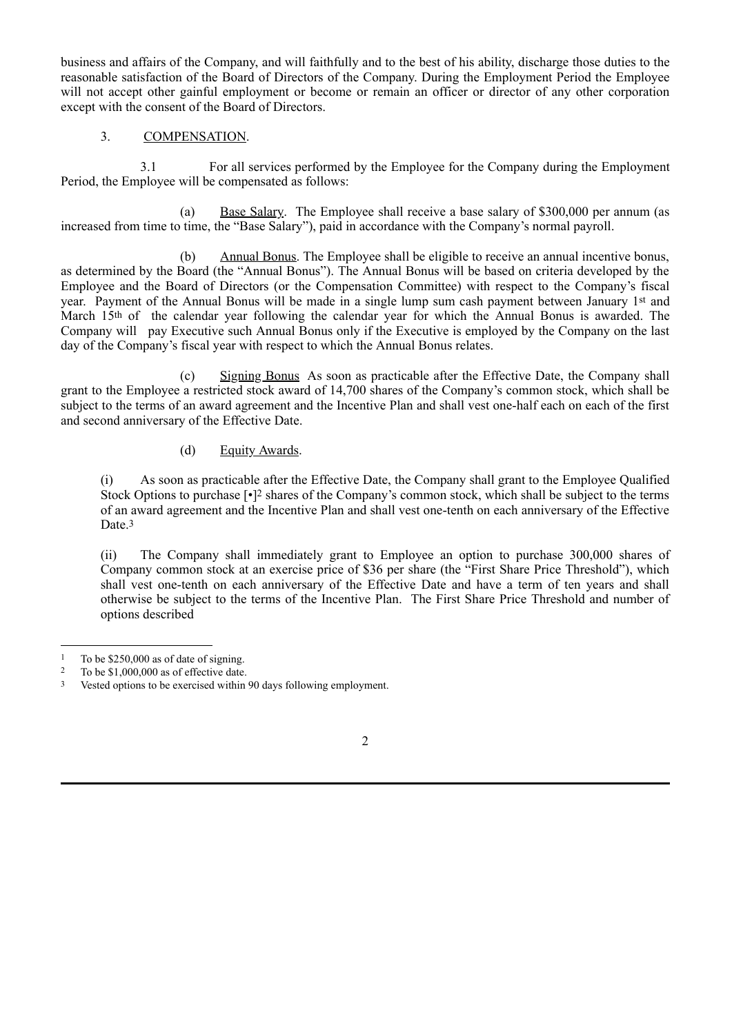business and affairs of the Company, and will faithfully and to the best of his ability, discharge those duties to the reasonable satisfaction of the Board of Directors of the Company. During the Employment Period the Employee will not accept other gainful employment or become or remain an officer or director of any other corporation except with the consent of the Board of Directors.

3. COMPENSATION.

3.1 For all services performed by the Employee for the Company during the Employment Period, the Employee will be compensated as follows:

(a) Base Salary. The Employee shall receive a base salary of $300,000 per annum (as increased from time to time, the "Base Salary"), paid in accordance with the Company's normal payroll.

(b) Annual Bonus. The Employee shall be eligible to receive an annual incentive bonus, as determined by the Board (the "Annual Bonus"). The Annual Bonus will be based on criteria developed by the Employee and the Board of Directors (or the Compensation Committee) with respect to the Company's fiscal year. Payment of the Annual Bonus will be made in a single lump sum cash payment between January 1st and March 15th of the calendar year following the calendar year for which the Annual Bonus is awarded. The Company will pay Executive such Annual Bonus only if the Executive is employed by the Company on the last day of the Company's fiscal year with respect to which the Annual Bonus relates.

(c) Signing Bonus As soon as practicable after the Effective Date, the Company shall grant to the Employee a restricted stock award of 14,700 shares of the Company's common stock, which shall be subject to the terms of an award agreement and the Incentive Plan and shall vest one-half each on each of the first and second anniversary of the Effective Date.

(d) Equity Awards.

(i) As soon as practicable after the Effective Date, the Company shall grant to the Employee Qualified Stock Options to purchase [•][2] shares of the Company's common stock, which shall be subject to the terms of an award agreement and the Incentive Plan and shall vest one-tenth on each anniversary of the Effective Date.[3]

(ii) The Company shall immediately grant to Employee an option to purchase 300,000 shares of Company common stock at an exercise price of $36 per share (the "First Share Price Threshold"), which shall vest one-tenth on each anniversary of the Effective Date and have a term of ten years and shall otherwise be subject to the terms of the Incentive Plan. The First Share Price Threshold and number of options described

---

[1] To be $250,000 as of date of signing.

[2] To be $1,000,000 as of effective date.

[3] Vested options to be exercised within 90 days following employment.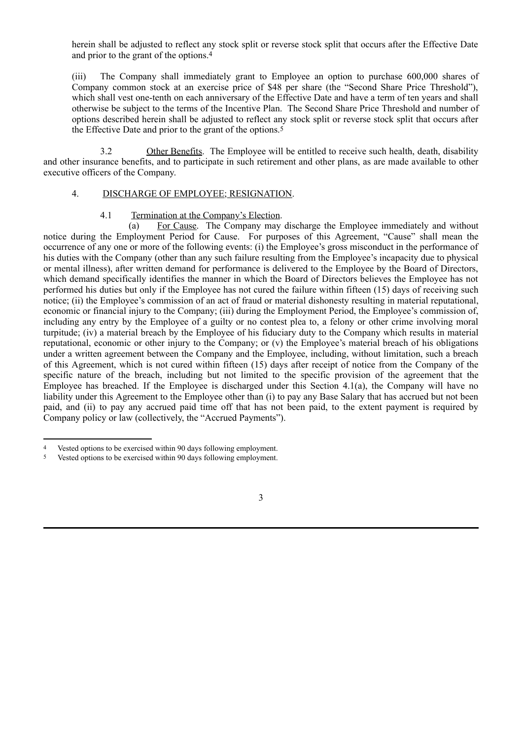herein shall be adjusted to reflect any stock split or reverse stock split that occurs after the Effective Date and prior to the grant of the options.[4]

(iii) The Company shall immediately grant to Employee an option to purchase 600,000 shares of Company common stock at an exercise price of $48 per share (the "Second Share Price Threshold"), which shall vest one-tenth on each anniversary of the Effective Date and have a term of ten years and shall otherwise be subject to the terms of the Incentive Plan. The Second Share Price Threshold and number of options described herein shall be adjusted to reflect any stock split or reverse stock split that occurs after the Effective Date and prior to the grant of the options.[5]

3.2 Other Benefits. The Employee will be entitled to receive such health, death, disability and other insurance benefits, and to participate in such retirement and other plans, as are made available to other executive officers of the Company.

4. DISCHARGE OF EMPLOYEE; RESIGNATION.

4.1 Termination at the Company's Election.

(a) For Cause. The Company may discharge the Employee immediately and without notice during the Employment Period for Cause. For purposes of this Agreement, "Cause" shall mean the occurrence of any one or more of the following events: (i) the Employee's gross misconduct in the performance of his duties with the Company (other than any such failure resulting from the Employee's incapacity due to physical or mental illness), after written demand for performance is delivered to the Employee by the Board of Directors, which demand specifically identifies the manner in which the Board of Directors believes the Employee has not performed his duties but only if the Employee has not cured the failure within fifteen (15) days of receiving such notice; (ii) the Employee's commission of an act of fraud or material dishonesty resulting in material reputational, economic or financial injury to the Company; (iii) during the Employment Period, the Employee's commission of, including any entry by the Employee of a guilty or no contest plea to, a felony or other crime involving moral turpitude; (iv) a material breach by the Employee of his fiduciary duty to the Company which results in material reputational, economic or other injury to the Company; or (v) the Employee's material breach of his obligations under a written agreement between the Company and the Employee, including, without limitation, such a breach of this Agreement, which is not cured within fifteen (15) days after receipt of notice from the Company of the specific nature of the breach, including but not limited to the specific provision of the agreement that the Employee has breached. If the Employee is discharged under this Section 4.1(a), the Company will have no liability under this Agreement to the Employee other than (i) to pay any Base Salary that has accrued but not been paid, and (ii) to pay any accrued paid time off that has not been paid, to the extent payment is required by Company policy or law (collectively, the "Accrued Payments").

---

[4] Vested options to be exercised within 90 days following employment.

[5] Vested options to be exercised within 90 days following employment.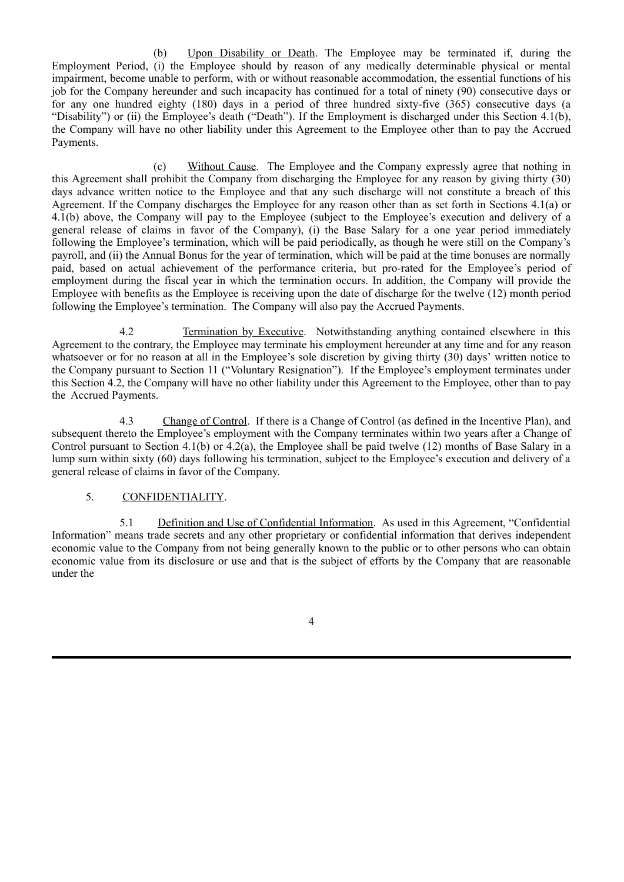(b) Upon Disability or Death. The Employee may be terminated if, during the Employment Period, (i) the Employee should by reason of any medically determinable physical or mental impairment, become unable to perform, with or without reasonable accommodation, the essential functions of his job for the Company hereunder and such incapacity has continued for a total of ninety (90) consecutive days or for any one hundred eighty (180) days in a period of three hundred sixty-five (365) consecutive days (a "Disability") or (ii) the Employee's death ("Death"). If the Employment is discharged under this Section 4.1(b), the Company will have no other liability under this Agreement to the Employee other than to pay the Accrued Payments.

(c) Without Cause. The Employee and the Company expressly agree that nothing in this Agreement shall prohibit the Company from discharging the Employee for any reason by giving thirty (30) days advance written notice to the Employee and that any such discharge will not constitute a breach of this Agreement. If the Company discharges the Employee for any reason other than as set forth in Sections 4.1(a) or 4.1(b) above, the Company will pay to the Employee (subject to the Employee's execution and delivery of a general release of claims in favor of the Company), (i) the Base Salary for a one year period immediately following the Employee's termination, which will be paid periodically, as though he were still on the Company's payroll, and (ii) the Annual Bonus for the year of termination, which will be paid at the time bonuses are normally paid, based on actual achievement of the performance criteria, but pro-rated for the Employee's period of employment during the fiscal year in which the termination occurs. In addition, the Company will provide the Employee with benefits as the Employee is receiving upon the date of discharge for the twelve (12) month period following the Employee's termination. The Company will also pay the Accrued Payments.

4.2 Termination by Executive. Notwithstanding anything contained elsewhere in this Agreement to the contrary, the Employee may terminate his employment hereunder at any time and for any reason whatsoever or for no reason at all in the Employee's sole discretion by giving thirty (30) days' written notice to the Company pursuant to Section 11 ("Voluntary Resignation"). If the Employee's employment terminates under this Section 4.2, the Company will have no other liability under this Agreement to the Employee, other than to pay the Accrued Payments.

4.3 Change of Control. If there is a Change of Control (as defined in the Incentive Plan), and subsequent thereto the Employee's employment with the Company terminates within two years after a Change of Control pursuant to Section 4.1(b) or 4.2(a), the Employee shall be paid twelve (12) months of Base Salary in a lump sum within sixty (60) days following his termination, subject to the Employee's execution and delivery of a general release of claims in favor of the Company.

5. CONFIDENTIALITY.

5.1 Definition and Use of Confidential Information. As used in this Agreement, "Confidential Information" means trade secrets and any other proprietary or confidential information that derives independent economic value to the Company from not being generally known to the public or to other persons who can obtain economic value from its disclosure or use and that is the subject of efforts by the Company that are reasonable under the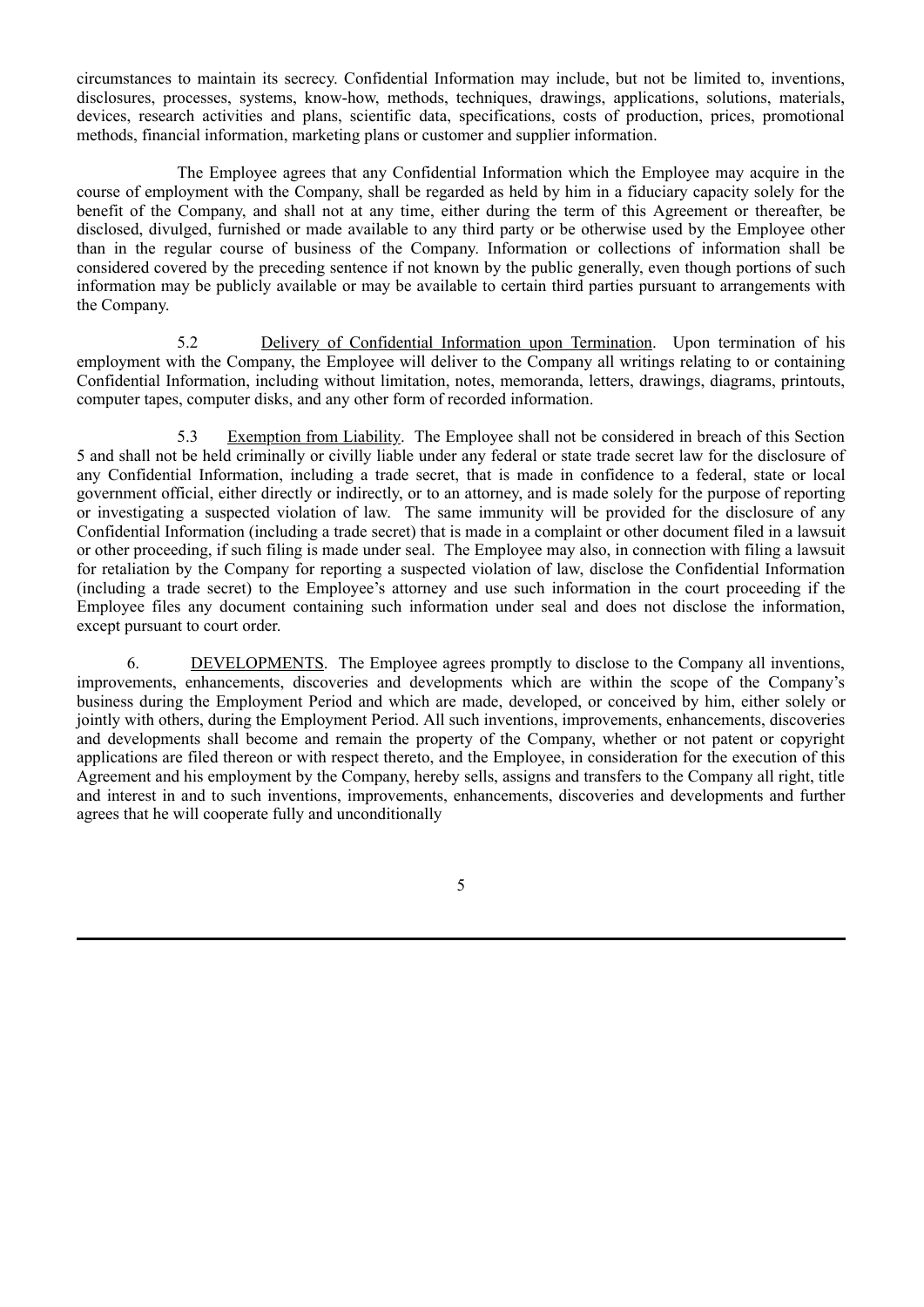circumstances to maintain its secrecy. Confidential Information may include, but not be limited to, inventions, disclosures, processes, systems, know-how, methods, techniques, drawings, applications, solutions, materials, devices, research activities and plans, scientific data, specifications, costs of production, prices, promotional methods, financial information, marketing plans or customer and supplier information.

The Employee agrees that any Confidential Information which the Employee may acquire in the course of employment with the Company, shall be regarded as held by him in a fiduciary capacity solely for the benefit of the Company, and shall not at any time, either during the term of this Agreement or thereafter, be disclosed, divulged, furnished or made available to any third party or be otherwise used by the Employee other than in the regular course of business of the Company. Information or collections of information shall be considered covered by the preceding sentence if not known by the public generally, even though portions of such information may be publicly available or may be available to certain third parties pursuant to arrangements with the Company.

5.2 Delivery of Confidential Information upon Termination. Upon termination of his employment with the Company, the Employee will deliver to the Company all writings relating to or containing Confidential Information, including without limitation, notes, memoranda, letters, drawings, diagrams, printouts, computer tapes, computer disks, and any other form of recorded information.

5.3 Exemption from Liability. The Employee shall not be considered in breach of this Section 5 and shall not be held criminally or civilly liable under any federal or state trade secret law for the disclosure of any Confidential Information, including a trade secret, that is made in confidence to a federal, state or local government official, either directly or indirectly, or to an attorney, and is made solely for the purpose of reporting or investigating a suspected violation of law. The same immunity will be provided for the disclosure of any Confidential Information (including a trade secret) that is made in a complaint or other document filed in a lawsuit or other proceeding, if such filing is made under seal. The Employee may also, in connection with filing a lawsuit for retaliation by the Company for reporting a suspected violation of law, disclose the Confidential Information (including a trade secret) to the Employee's attorney and use such information in the court proceeding if the Employee files any document containing such information under seal and does not disclose the information, except pursuant to court order.

6. DEVELOPMENTS. The Employee agrees promptly to disclose to the Company all inventions, improvements, enhancements, discoveries and developments which are within the scope of the Company's business during the Employment Period and which are made, developed, or conceived by him, either solely or jointly with others, during the Employment Period. All such inventions, improvements, enhancements, discoveries and developments shall become and remain the property of the Company, whether or not patent or copyright applications are filed thereon or with respect thereto, and the Employee, in consideration for the execution of this Agreement and his employment by the Company, hereby sells, assigns and transfers to the Company all right, title and interest in and to such inventions, improvements, enhancements, discoveries and developments and further agrees that he will cooperate fully and unconditionally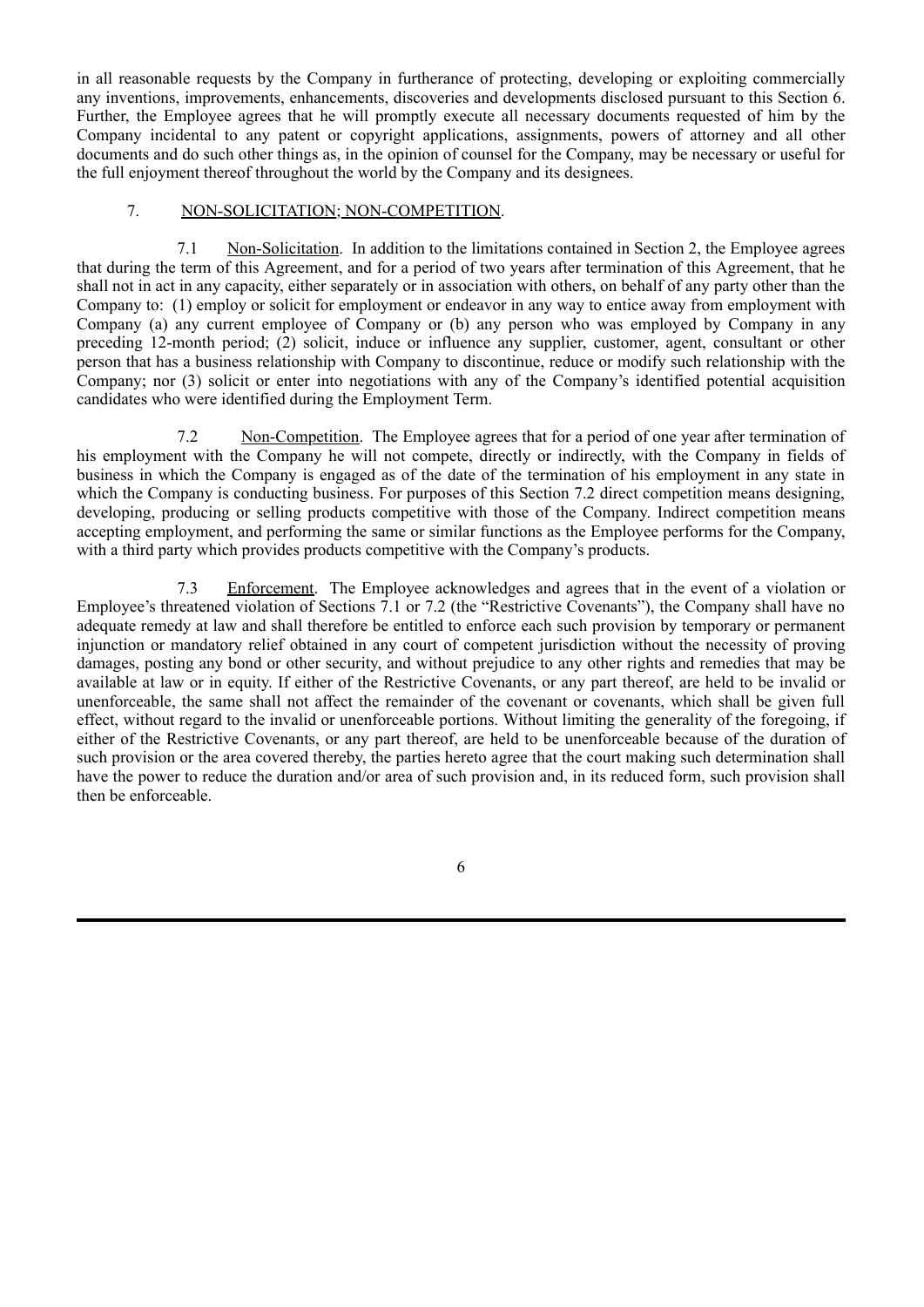in all reasonable requests by the Company in furtherance of protecting, developing or exploiting commercially any inventions, improvements, enhancements, discoveries and developments disclosed pursuant to this Section 6. Further, the Employee agrees that he will promptly execute all necessary documents requested of him by the Company incidental to any patent or copyright applications, assignments, powers of attorney and all other documents and do such other things as, in the opinion of counsel for the Company, may be necessary or useful for the full enjoyment thereof throughout the world by the Company and its designees.

7. NON-SOLICITATION; NON-COMPETITION.

7.1 Non-Solicitation. In addition to the limitations contained in Section 2, the Employee agrees that during the term of this Agreement, and for a period of two years after termination of this Agreement, that he shall not in act in any capacity, either separately or in association with others, on behalf of any party other than the Company to: (1) employ or solicit for employment or endeavor in any way to entice away from employment with Company (a) any current employee of Company or (b) any person who was employed by Company in any preceding 12-month period; (2) solicit, induce or influence any supplier, customer, agent, consultant or other person that has a business relationship with Company to discontinue, reduce or modify such relationship with the Company; nor (3) solicit or enter into negotiations with any of the Company's identified potential acquisition candidates who were identified during the Employment Term.

7.2 Non-Competition. The Employee agrees that for a period of one year after termination of his employment with the Company he will not compete, directly or indirectly, with the Company in fields of business in which the Company is engaged as of the date of the termination of his employment in any state in which the Company is conducting business. For purposes of this Section 7.2 direct competition means designing, developing, producing or selling products competitive with those of the Company. Indirect competition means accepting employment, and performing the same or similar functions as the Employee performs for the Company, with a third party which provides products competitive with the Company's products.

7.3 Enforcement. The Employee acknowledges and agrees that in the event of a violation or Employee's threatened violation of Sections 7.1 or 7.2 (the "Restrictive Covenants"), the Company shall have no adequate remedy at law and shall therefore be entitled to enforce each such provision by temporary or permanent injunction or mandatory relief obtained in any court of competent jurisdiction without the necessity of proving damages, posting any bond or other security, and without prejudice to any other rights and remedies that may be available at law or in equity. If either of the Restrictive Covenants, or any part thereof, are held to be invalid or unenforceable, the same shall not affect the remainder of the covenant or covenants, which shall be given full effect, without regard to the invalid or unenforceable portions. Without limiting the generality of the foregoing, if either of the Restrictive Covenants, or any part thereof, are held to be unenforceable because of the duration of such provision or the area covered thereby, the parties hereto agree that the court making such determination shall have the power to reduce the duration and/or area of such provision and, in its reduced form, such provision shall then be enforceable.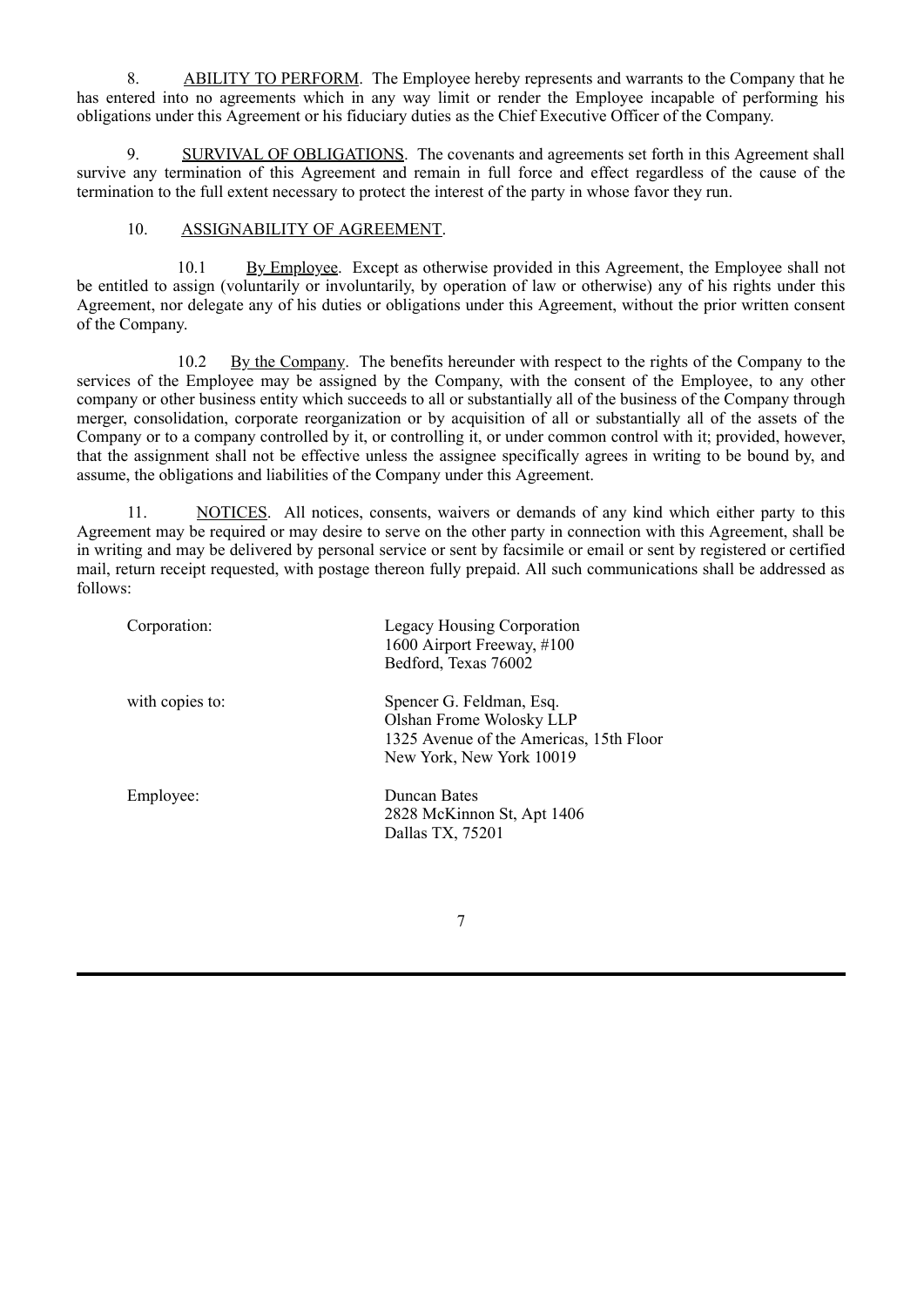8. ABILITY TO PERFORM. The Employee hereby represents and warrants to the Company that he has entered into no agreements which in any way limit or render the Employee incapable of performing his obligations under this Agreement or his fiduciary duties as the Chief Executive Officer of the Company.

9. SURVIVAL OF OBLIGATIONS. The covenants and agreements set forth in this Agreement shall survive any termination of this Agreement and remain in full force and effect regardless of the cause of the termination to the full extent necessary to protect the interest of the party in whose favor they run.

10. ASSIGNABILITY OF AGREEMENT.

10.1 By Employee. Except as otherwise provided in this Agreement, the Employee shall not be entitled to assign (voluntarily or involuntarily, by operation of law or otherwise) any of his rights under this Agreement, nor delegate any of his duties or obligations under this Agreement, without the prior written consent of the Company.

10.2 By the Company. The benefits hereunder with respect to the rights of the Company to the services of the Employee may be assigned by the Company, with the consent of the Employee, to any other company or other business entity which succeeds to all or substantially all of the business of the Company through merger, consolidation, corporate reorganization or by acquisition of all or substantially all of the assets of the Company or to a company controlled by it, or controlling it, or under common control with it; provided, however, that the assignment shall not be effective unless the assignee specifically agrees in writing to be bound by, and assume, the obligations and liabilities of the Company under this Agreement.

11. NOTICES. All notices, consents, waivers or demands of any kind which either party to this Agreement may be required or may desire to serve on the other party in connection with this Agreement, shall be in writing and may be delivered by personal service or sent by facsimile or email or sent by registered or certified mail, return receipt requested, with postage thereon fully prepaid. All such communications shall be addressed as follows:

Corporation:
Legacy Housing Corporation
1600 Airport Freeway, #100
Bedford, Texas 76002

with copies to:
Spencer G. Feldman, Esq.
Olshan Frome Wolosky LLP
1325 Avenue of the Americas, 15th Floor
New York, New York 10019

Employee:
Duncan Bates
2828 McKinnon St, Apt 1406
Dallas TX, 75201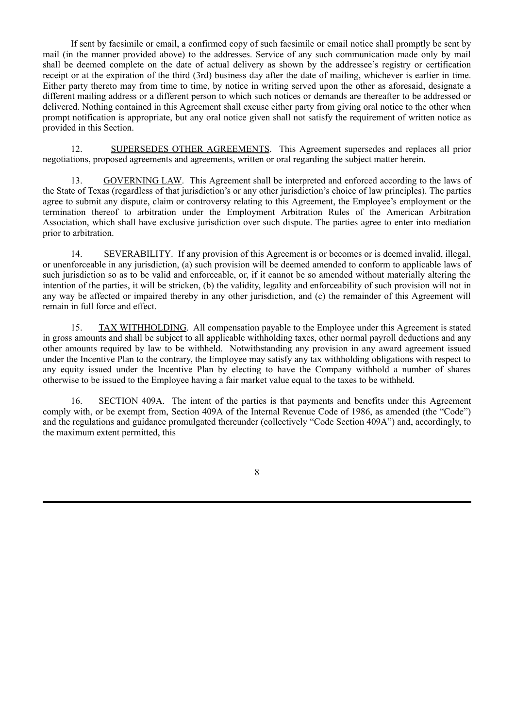If sent by facsimile or email, a confirmed copy of such facsimile or email notice shall promptly be sent by mail (in the manner provided above) to the addresses. Service of any such communication made only by mail shall be deemed complete on the date of actual delivery as shown by the addressee's registry or certification receipt or at the expiration of the third (3rd) business day after the date of mailing, whichever is earlier in time. Either party thereto may from time to time, by notice in writing served upon the other as aforesaid, designate a different mailing address or a different person to which such notices or demands are thereafter to be addressed or delivered. Nothing contained in this Agreement shall excuse either party from giving oral notice to the other when prompt notification is appropriate, but any oral notice given shall not satisfy the requirement of written notice as provided in this Section.

12. SUPERSEDES OTHER AGREEMENTS. This Agreement supersedes and replaces all prior negotiations, proposed agreements and agreements, written or oral regarding the subject matter herein.

13. GOVERNING LAW. This Agreement shall be interpreted and enforced according to the laws of the State of Texas (regardless of that jurisdiction's or any other jurisdiction's choice of law principles). The parties agree to submit any dispute, claim or controversy relating to this Agreement, the Employee's employment or the termination thereof to arbitration under the Employment Arbitration Rules of the American Arbitration Association, which shall have exclusive jurisdiction over such dispute. The parties agree to enter into mediation prior to arbitration.

14. SEVERABILITY. If any provision of this Agreement is or becomes or is deemed invalid, illegal, or unenforceable in any jurisdiction, (a) such provision will be deemed amended to conform to applicable laws of such jurisdiction so as to be valid and enforceable, or, if it cannot be so amended without materially altering the intention of the parties, it will be stricken, (b) the validity, legality and enforceability of such provision will not in any way be affected or impaired thereby in any other jurisdiction, and (c) the remainder of this Agreement will remain in full force and effect.

15. TAX WITHHOLDING. All compensation payable to the Employee under this Agreement is stated in gross amounts and shall be subject to all applicable withholding taxes, other normal payroll deductions and any other amounts required by law to be withheld. Notwithstanding any provision in any award agreement issued under the Incentive Plan to the contrary, the Employee may satisfy any tax withholding obligations with respect to any equity issued under the Incentive Plan by electing to have the Company withhold a number of shares otherwise to be issued to the Employee having a fair market value equal to the taxes to be withheld.

16. SECTION 409A. The intent of the parties is that payments and benefits under this Agreement comply with, or be exempt from, Section 409A of the Internal Revenue Code of 1986, as amended (the "Code") and the regulations and guidance promulgated thereunder (collectively "Code Section 409A") and, accordingly, to the maximum extent permitted, this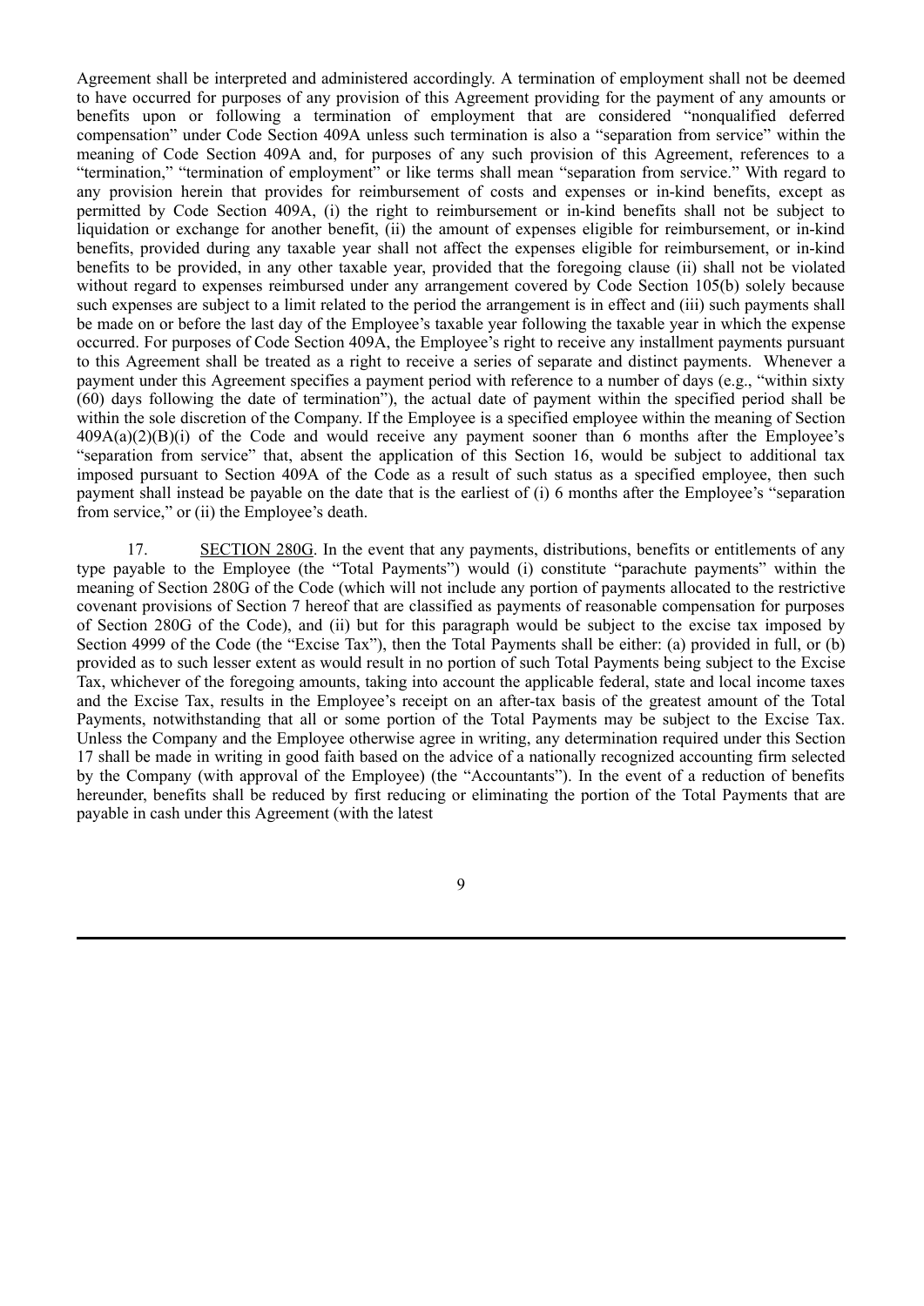Agreement shall be interpreted and administered accordingly. A termination of employment shall not be deemed to have occurred for purposes of any provision of this Agreement providing for the payment of any amounts or benefits upon or following a termination of employment that are considered "nonqualified deferred compensation" under Code Section 409A unless such termination is also a "separation from service" within the meaning of Code Section 409A and, for purposes of any such provision of this Agreement, references to a "termination," "termination of employment" or like terms shall mean "separation from service." With regard to any provision herein that provides for reimbursement of costs and expenses or in-kind benefits, except as permitted by Code Section 409A, (i) the right to reimbursement or in-kind benefits shall not be subject to liquidation or exchange for another benefit, (ii) the amount of expenses eligible for reimbursement, or in-kind benefits, provided during any taxable year shall not affect the expenses eligible for reimbursement, or in-kind benefits to be provided, in any other taxable year, provided that the foregoing clause (ii) shall not be violated without regard to expenses reimbursed under any arrangement covered by Code Section 105(b) solely because such expenses are subject to a limit related to the period the arrangement is in effect and (iii) such payments shall be made on or before the last day of the Employee's taxable year following the taxable year in which the expense occurred. For purposes of Code Section 409A, the Employee's right to receive any installment payments pursuant to this Agreement shall be treated as a right to receive a series of separate and distinct payments. Whenever a payment under this Agreement specifies a payment period with reference to a number of days (e.g., "within sixty (60) days following the date of termination"), the actual date of payment within the specified period shall be within the sole discretion of the Company. If the Employee is a specified employee within the meaning of Section 409A(a)(2)(B)(i) of the Code and would receive any payment sooner than 6 months after the Employee's "separation from service" that, absent the application of this Section 16, would be subject to additional tax imposed pursuant to Section 409A of the Code as a result of such status as a specified employee, then such payment shall instead be payable on the date that is the earliest of (i) 6 months after the Employee's "separation from service," or (ii) the Employee's death.

17. SECTION 280G. In the event that any payments, distributions, benefits or entitlements of any type payable to the Employee (the "Total Payments") would (i) constitute "parachute payments" within the meaning of Section 280G of the Code (which will not include any portion of payments allocated to the restrictive covenant provisions of Section 7 hereof that are classified as payments of reasonable compensation for purposes of Section 280G of the Code), and (ii) but for this paragraph would be subject to the excise tax imposed by Section 4999 of the Code (the "Excise Tax"), then the Total Payments shall be either: (a) provided in full, or (b) provided as to such lesser extent as would result in no portion of such Total Payments being subject to the Excise Tax, whichever of the foregoing amounts, taking into account the applicable federal, state and local income taxes and the Excise Tax, results in the Employee's receipt on an after-tax basis of the greatest amount of the Total Payments, notwithstanding that all or some portion of the Total Payments may be subject to the Excise Tax. Unless the Company and the Employee otherwise agree in writing, any determination required under this Section 17 shall be made in writing in good faith based on the advice of a nationally recognized accounting firm selected by the Company (with approval of the Employee) (the "Accountants"). In the event of a reduction of benefits hereunder, benefits shall be reduced by first reducing or eliminating the portion of the Total Payments that are payable in cash under this Agreement (with the latest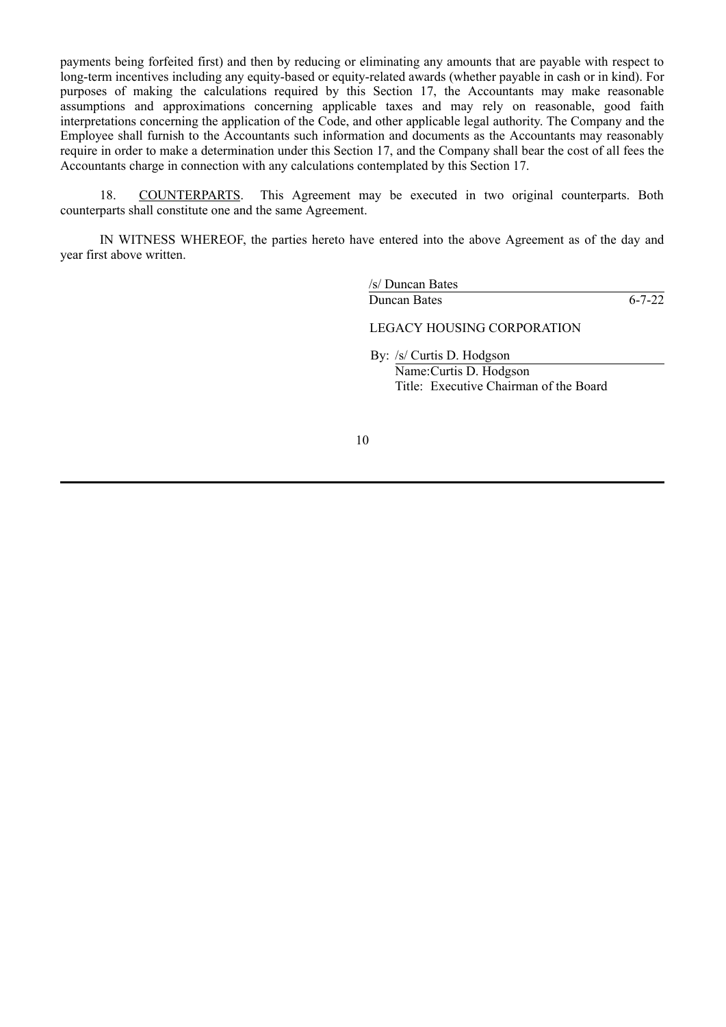payments being forfeited first) and then by reducing or eliminating any amounts that are payable with respect to long-term incentives including any equity-based or equity-related awards (whether payable in cash or in kind). For purposes of making the calculations required by this Section 17, the Accountants may make reasonable assumptions and approximations concerning applicable taxes and may rely on reasonable, good faith interpretations concerning the application of the Code, and other applicable legal authority. The Company and the Employee shall furnish to the Accountants such information and documents as the Accountants may reasonably require in order to make a determination under this Section 17, and the Company shall bear the cost of all fees the Accountants charge in connection with any calculations contemplated by this Section 17.

18. COUNTERPARTS. This Agreement may be executed in two original counterparts. Both counterparts shall constitute one and the same Agreement.

IN WITNESS WHEREOF, the parties hereto have entered into the above Agreement as of the day and year first above written.

/s/ Duncan Bates

Duncan Bates 6-7-22

LEGACY HOUSING CORPORATION

By: /s/ Curtis D. Hodgson

Name: Curtis D. Hodgson

Title: Executive Chairman of the Board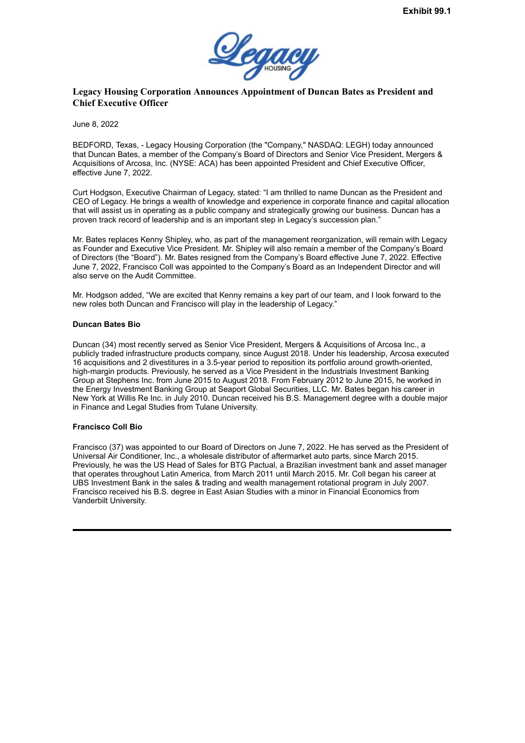Exhibit 99.1

# Legacy Housing Corporation Announces Appointment of Duncan Bates as President and Chief Executive Officer

June 8, 2022

BEDFORD, Texas, - Legacy Housing Corporation (the "Company," NASDAQ: LEGH) today announced that Duncan Bates, a member of the Company's Board of Directors and Senior Vice President, Mergers & Acquisitions of Arcosa, Inc. (NYSE: ACA) has been appointed President and Chief Executive Officer, effective June 7, 2022.

Curt Hodgson, Executive Chairman of Legacy, stated: "I am thrilled to name Duncan as the President and CEO of Legacy. He brings a wealth of knowledge and experience in corporate finance and capital allocation that will assist us in operating as a public company and strategically growing our business. Duncan has a proven track record of leadership and is an important step in Legacy's succession plan."

Mr. Bates replaces Kenny Shipley, who, as part of the management reorganization, will remain with Legacy as Founder and Executive Vice President. Mr. Shipley will also remain a member of the Company's Board of Directors (the "Board"). Mr. Bates resigned from the Company's Board effective June 7, 2022. Effective June 7, 2022, Francisco Coll was appointed to the Company's Board as an Independent Director and will also serve on the Audit Committee.

Mr. Hodgson added, "We are excited that Kenny remains a key part of our team, and I look forward to the new roles both Duncan and Francisco will play in the leadership of Legacy."

**Duncan Bates Bio**

Duncan (34) most recently served as Senior Vice President, Mergers & Acquisitions of Arcosa Inc., a publicly traded infrastructure products company, since August 2018. Under his leadership, Arcosa executed 16 acquisitions and 2 divestitures in a 3.5-year period to reposition its portfolio around growth-oriented, high-margin products. Previously, he served as a Vice President in the Industrials Investment Banking Group at Stephens Inc. from June 2015 to August 2018. From February 2012 to June 2015, he worked in the Energy Investment Banking Group at Seaport Global Securities, LLC. Mr. Bates began his career in New York at Willis Re Inc. in July 2010. Duncan received his B.S. Management degree with a double major in Finance and Legal Studies from Tulane University.

**Francisco Coll Bio**

Francisco (37) was appointed to our Board of Directors on June 7, 2022. He has served as the President of Universal Air Conditioner, Inc., a wholesale distributor of aftermarket auto parts, since March 2015. Previously, he was the US Head of Sales for BTG Pactual, a Brazilian investment bank and asset manager that operates throughout Latin America, from March 2011 until March 2015. Mr. Coll began his career at UBS Investment Bank in the sales & trading and wealth management rotational program in July 2007. Francisco received his B.S. degree in East Asian Studies with a minor in Financial Economics from Vanderbilt University.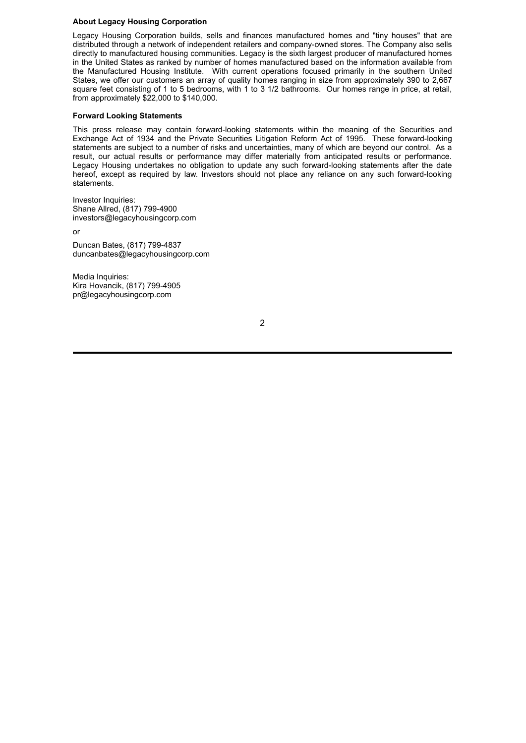**About Legacy Housing Corporation**

Legacy Housing Corporation builds, sells and finances manufactured homes and "tiny houses" that are distributed through a network of independent retailers and company-owned stores. The Company also sells directly to manufactured housing communities. Legacy is the sixth largest producer of manufactured homes in the United States as ranked by number of homes manufactured based on the information available from the Manufactured Housing Institute. With current operations focused primarily in the southern United States, we offer our customers an array of quality homes ranging in size from approximately 390 to 2,667 square feet consisting of 1 to 5 bedrooms, with 1 to 3 1/2 bathrooms. Our homes range in price, at retail, from approximately $22,000 to $140,000.

**Forward Looking Statements**

This press release may contain forward-looking statements within the meaning of the Securities and Exchange Act of 1934 and the Private Securities Litigation Reform Act of 1995. These forward-looking statements are subject to a number of risks and uncertainties, many of which are beyond our control. As a result, our actual results or performance may differ materially from anticipated results or performance. Legacy Housing undertakes no obligation to update any such forward-looking statements after the date hereof, except as required by law. Investors should not place any reliance on any such forward-looking statements.

Investor Inquiries:
Shane Allred, (817) 799-4900
investors@legacyhousingcorp.com

or

Duncan Bates, (817) 799-4837
duncanbates@legacyhousingcorp.com

Media Inquiries:
Kira Hovancik, (817) 799-4905
pr@legacyhousingcorp.com